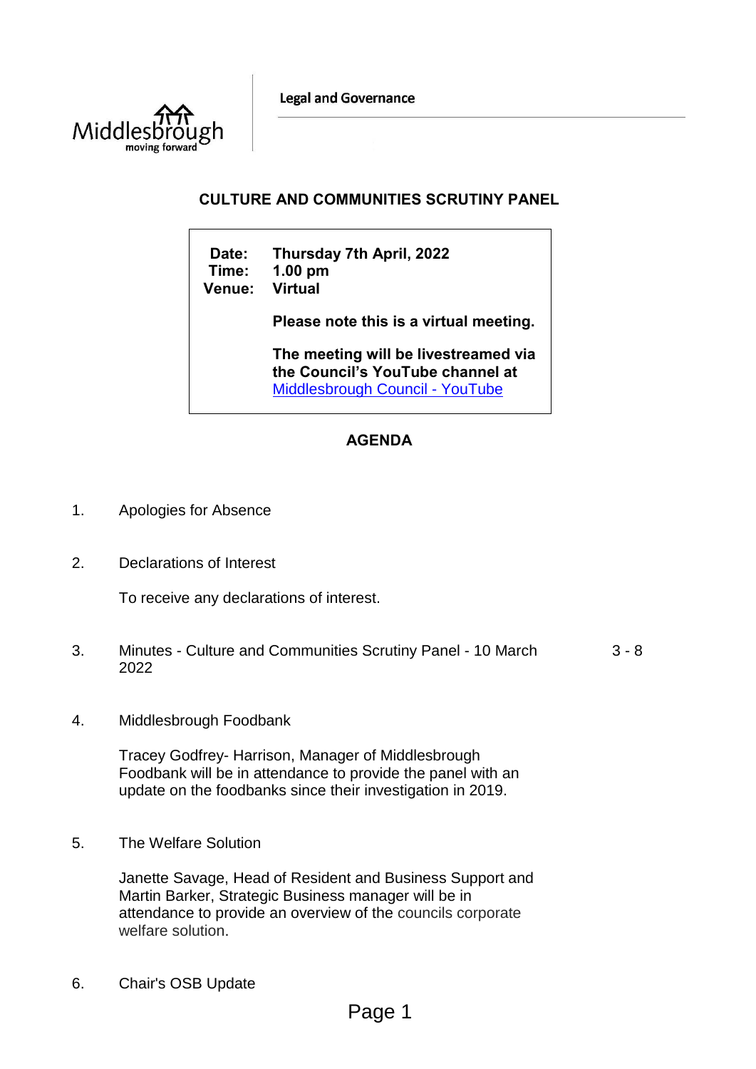Legal and Governance

# CULTURE AND COMMUNITIES SCRUTINY PANEL

**Date:** Thursday 7th April, 2022
**Time:** 1.00 pm
**Venue:** Virtual

**Please note this is a virtual meeting.**

**The meeting will be livestreamed via the Council's YouTube channel at** [Middlesbrough Council - YouTube]

## AGENDA

1. Apologies for Absence

2. Declarations of Interest

   To receive any declarations of interest.

3. Minutes - Culture and Communities Scrutiny Panel - 10 March 2022 — 3 - 8

4. Middlesbrough Foodbank

   Tracey Godfrey- Harrison, Manager of Middlesbrough Foodbank will be in attendance to provide the panel with an update on the foodbanks since their investigation in 2019.

5. The Welfare Solution

   Janette Savage, Head of Resident and Business Support and Martin Barker, Strategic Business manager will be in attendance to provide an overview of the councils corporate welfare solution.

6. Chair's OSB Update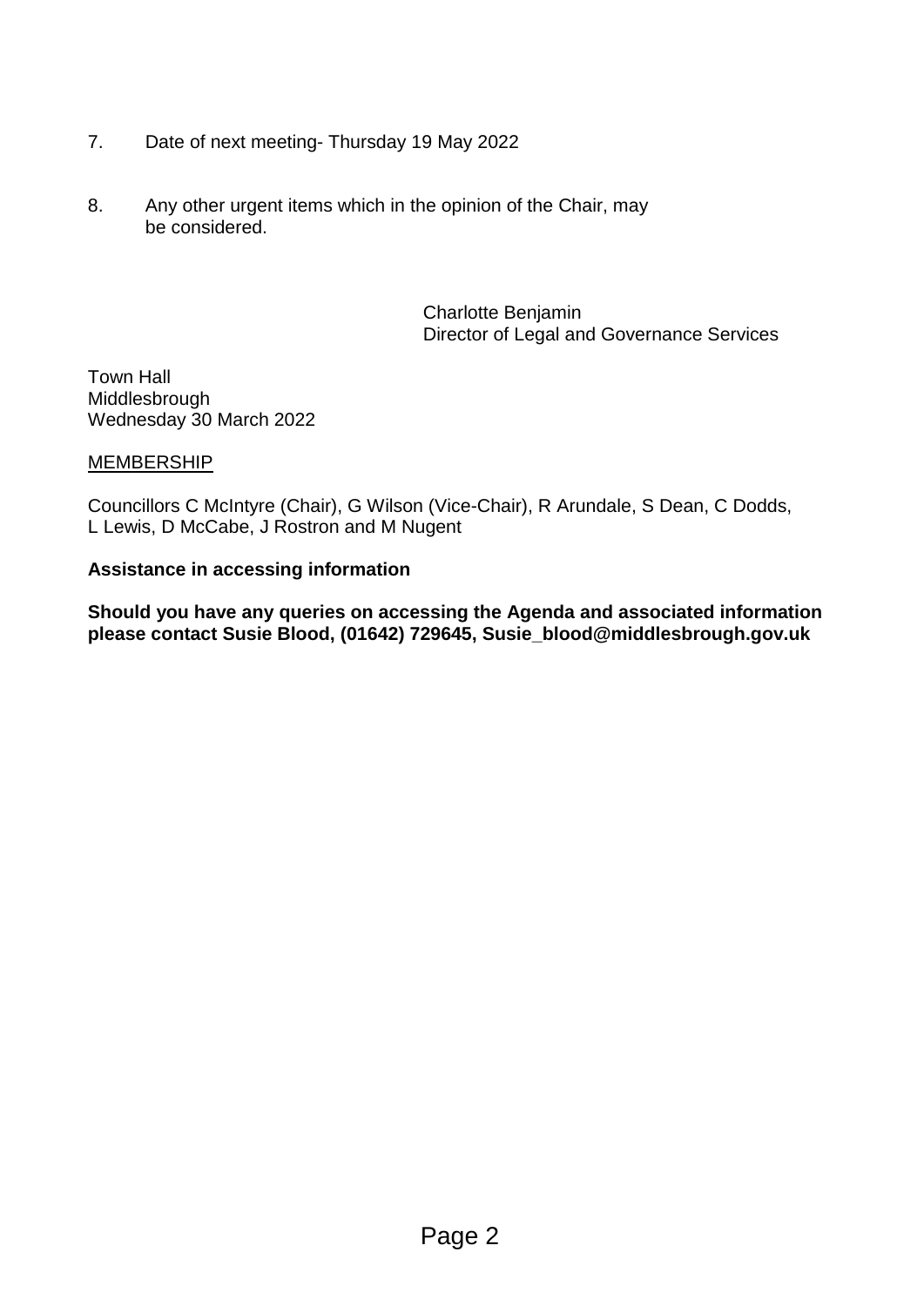7. Date of next meeting- Thursday 19 May 2022

8. Any other urgent items which in the opinion of the Chair, may be considered.

Charlotte Benjamin
Director of Legal and Governance Services

Town Hall
Middlesbrough
Wednesday 30 March 2022

MEMBERSHIP

Councillors C McIntyre (Chair), G Wilson (Vice-Chair), R Arundale, S Dean, C Dodds, L Lewis, D McCabe, J Rostron and M Nugent

**Assistance in accessing information**

**Should you have any queries on accessing the Agenda and associated information please contact Susie Blood, (01642) 729645, Susie_blood@middlesbrough.gov.uk**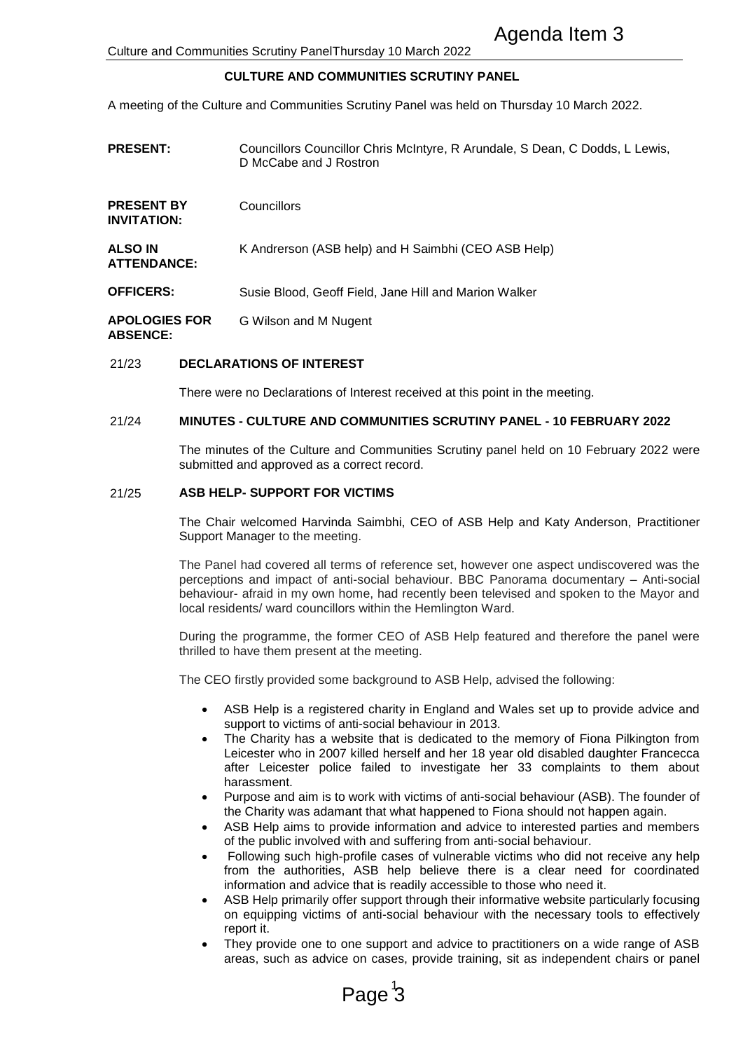Agenda Item 3

# CULTURE AND COMMUNITIES SCRUTINY PANEL

A meeting of the Culture and Communities Scrutiny Panel was held on Thursday 10 March 2022.

| | |
|---|---|
| **PRESENT:** | Councillors Councillor Chris McIntyre, R Arundale, S Dean, C Dodds, L Lewis, D McCabe and J Rostron |
| **PRESENT BY INVITATION:** | Councillors |
| **ALSO IN ATTENDANCE:** | K Andrerson (ASB help) and H Saimbhi (CEO ASB Help) |
| **OFFICERS:** | Susie Blood, Geoff Field, Jane Hill and Marion Walker |
| **APOLOGIES FOR ABSENCE:** | G Wilson and M Nugent |

## 21/23 DECLARATIONS OF INTEREST

There were no Declarations of Interest received at this point in the meeting.

## 21/24 MINUTES - CULTURE AND COMMUNITIES SCRUTINY PANEL - 10 FEBRUARY 2022

The minutes of the Culture and Communities Scrutiny panel held on 10 February 2022 were submitted and approved as a correct record.

## 21/25 ASB HELP- SUPPORT FOR VICTIMS

The Chair welcomed Harvinda Saimbhi, CEO of ASB Help and Katy Anderson, Practitioner Support Manager to the meeting.

The Panel had covered all terms of reference set, however one aspect undiscovered was the perceptions and impact of anti-social behaviour. BBC Panorama documentary – Anti-social behaviour- afraid in my own home, had recently been televised and spoken to the Mayor and local residents/ ward councillors within the Hemlington Ward.

During the programme, the former CEO of ASB Help featured and therefore the panel were thrilled to have them present at the meeting.

The CEO firstly provided some background to ASB Help, advised the following:

- ASB Help is a registered charity in England and Wales set up to provide advice and support to victims of anti-social behaviour in 2013.
- The Charity has a website that is dedicated to the memory of Fiona Pilkington from Leicester who in 2007 killed herself and her 18 year old disabled daughter Francecca after Leicester police failed to investigate her 33 complaints to them about harassment.
- Purpose and aim is to work with victims of anti-social behaviour (ASB). The founder of the Charity was adamant that what happened to Fiona should not happen again.
- ASB Help aims to provide information and advice to interested parties and members of the public involved with and suffering from anti-social behaviour.
- Following such high-profile cases of vulnerable victims who did not receive any help from the authorities, ASB help believe there is a clear need for coordinated information and advice that is readily accessible to those who need it.
- ASB Help primarily offer support through their informative website particularly focusing on equipping victims of anti-social behaviour with the necessary tools to effectively report it.
- They provide one to one support and advice to practitioners on a wide range of ASB areas, such as advice on cases, provide training, sit as independent chairs or panel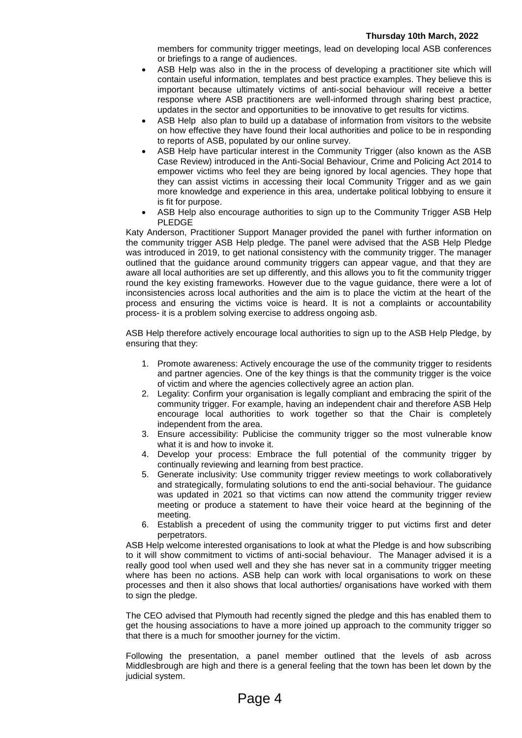members for community trigger meetings, lead on developing local ASB conferences or briefings to a range of audiences.

- ASB Help was also in the in the process of developing a practitioner site which will contain useful information, templates and best practice examples. They believe this is important because ultimately victims of anti-social behaviour will receive a better response where ASB practitioners are well-informed through sharing best practice, updates in the sector and opportunities to be innovative to get results for victims.
- ASB Help also plan to build up a database of information from visitors to the website on how effective they have found their local authorities and police to be in responding to reports of ASB, populated by our online survey.
- ASB Help have particular interest in the Community Trigger (also known as the ASB Case Review) introduced in the Anti-Social Behaviour, Crime and Policing Act 2014 to empower victims who feel they are being ignored by local agencies. They hope that they can assist victims in accessing their local Community Trigger and as we gain more knowledge and experience in this area, undertake political lobbying to ensure it is fit for purpose.
- ASB Help also encourage authorities to sign up to the Community Trigger ASB Help PLEDGE

Katy Anderson, Practitioner Support Manager provided the panel with further information on the community trigger ASB Help pledge. The panel were advised that the ASB Help Pledge was introduced in 2019, to get national consistency with the community trigger. The manager outlined that the guidance around community triggers can appear vague, and that they are aware all local authorities are set up differently, and this allows you to fit the community trigger round the key existing frameworks. However due to the vague guidance, there were a lot of inconsistencies across local authorities and the aim is to place the victim at the heart of the process and ensuring the victims voice is heard. It is not a complaints or accountability process- it is a problem solving exercise to address ongoing asb.

ASB Help therefore actively encourage local authorities to sign up to the ASB Help Pledge, by ensuring that they:

1. Promote awareness: Actively encourage the use of the community trigger to residents and partner agencies. One of the key things is that the community trigger is the voice of victim and where the agencies collectively agree an action plan.
2. Legality: Confirm your organisation is legally compliant and embracing the spirit of the community trigger. For example, having an independent chair and therefore ASB Help encourage local authorities to work together so that the Chair is completely independent from the area.
3. Ensure accessibility: Publicise the community trigger so the most vulnerable know what it is and how to invoke it.
4. Develop your process: Embrace the full potential of the community trigger by continually reviewing and learning from best practice.
5. Generate inclusivity: Use community trigger review meetings to work collaboratively and strategically, formulating solutions to end the anti-social behaviour. The guidance was updated in 2021 so that victims can now attend the community trigger review meeting or produce a statement to have their voice heard at the beginning of the meeting.
6. Establish a precedent of using the community trigger to put victims first and deter perpetrators.

ASB Help welcome interested organisations to look at what the Pledge is and how subscribing to it will show commitment to victims of anti-social behaviour. The Manager advised it is a really good tool when used well and they she has never sat in a community trigger meeting where has been no actions. ASB help can work with local organisations to work on these processes and then it also shows that local authorties/ organisations have worked with them to sign the pledge.

The CEO advised that Plymouth had recently signed the pledge and this has enabled them to get the housing associations to have a more joined up approach to the community trigger so that there is a much for smoother journey for the victim.

Following the presentation, a panel member outlined that the levels of asb across Middlesbrough are high and there is a general feeling that the town has been let down by the judicial system.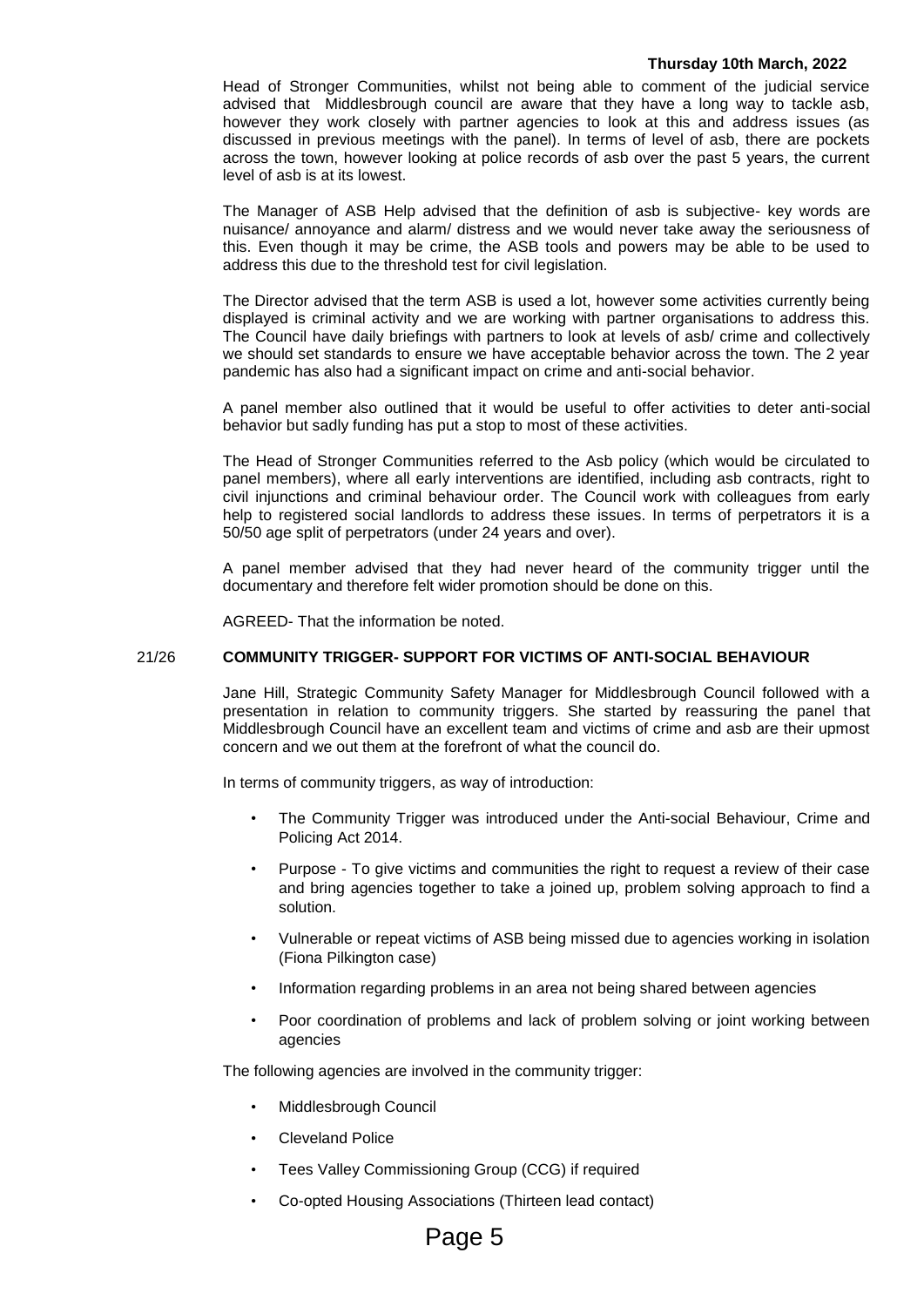Head of Stronger Communities, whilst not being able to comment of the judicial service advised that Middlesbrough council are aware that they have a long way to tackle asb, however they work closely with partner agencies to look at this and address issues (as discussed in previous meetings with the panel). In terms of level of asb, there are pockets across the town, however looking at police records of asb over the past 5 years, the current level of asb is at its lowest.

The Manager of ASB Help advised that the definition of asb is subjective- key words are nuisance/ annoyance and alarm/ distress and we would never take away the seriousness of this. Even though it may be crime, the ASB tools and powers may be able to be used to address this due to the threshold test for civil legislation.

The Director advised that the term ASB is used a lot, however some activities currently being displayed is criminal activity and we are working with partner organisations to address this. The Council have daily briefings with partners to look at levels of asb/ crime and collectively we should set standards to ensure we have acceptable behavior across the town. The 2 year pandemic has also had a significant impact on crime and anti-social behavior.

A panel member also outlined that it would be useful to offer activities to deter anti-social behavior but sadly funding has put a stop to most of these activities.

The Head of Stronger Communities referred to the Asb policy (which would be circulated to panel members), where all early interventions are identified, including asb contracts, right to civil injunctions and criminal behaviour order. The Council work with colleagues from early help to registered social landlords to address these issues. In terms of perpetrators it is a 50/50 age split of perpetrators (under 24 years and over).

A panel member advised that they had never heard of the community trigger until the documentary and therefore felt wider promotion should be done on this.

AGREED- That the information be noted.

## 21/26 COMMUNITY TRIGGER- SUPPORT FOR VICTIMS OF ANTI-SOCIAL BEHAVIOUR

Jane Hill, Strategic Community Safety Manager for Middlesbrough Council followed with a presentation in relation to community triggers. She started by reassuring the panel that Middlesbrough Council have an excellent team and victims of crime and asb are their upmost concern and we out them at the forefront of what the council do.

In terms of community triggers, as way of introduction:

- The Community Trigger was introduced under the Anti-social Behaviour, Crime and Policing Act 2014.
- Purpose - To give victims and communities the right to request a review of their case and bring agencies together to take a joined up, problem solving approach to find a solution.
- Vulnerable or repeat victims of ASB being missed due to agencies working in isolation (Fiona Pilkington case)
- Information regarding problems in an area not being shared between agencies
- Poor coordination of problems and lack of problem solving or joint working between agencies

The following agencies are involved in the community trigger:

- Middlesbrough Council
- Cleveland Police
- Tees Valley Commissioning Group (CCG) if required
- Co-opted Housing Associations (Thirteen lead contact)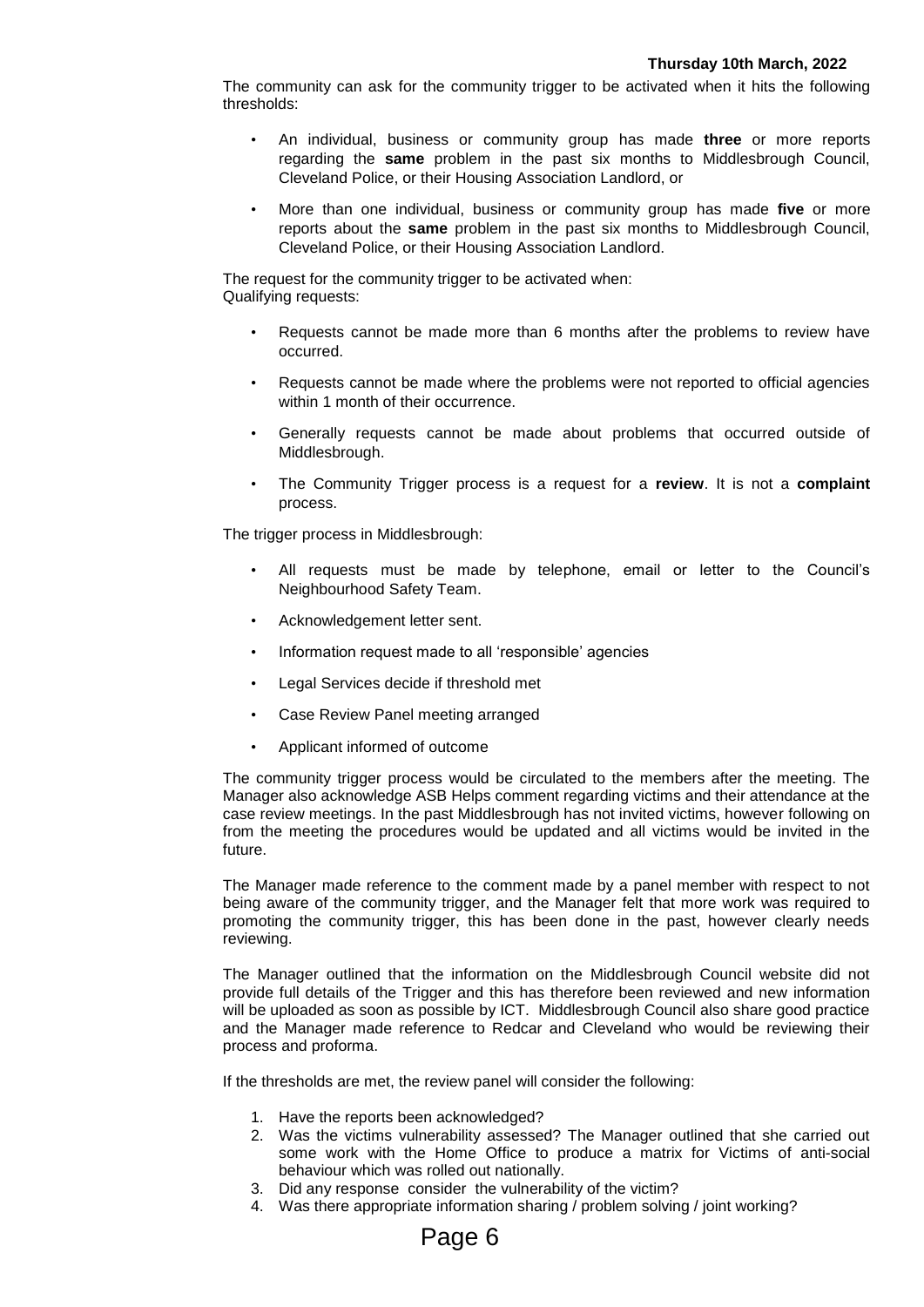The community can ask for the community trigger to be activated when it hits the following thresholds:

- An individual, business or community group has made **three** or more reports regarding the **same** problem in the past six months to Middlesbrough Council, Cleveland Police, or their Housing Association Landlord, or
- More than one individual, business or community group has made **five** or more reports about the **same** problem in the past six months to Middlesbrough Council, Cleveland Police, or their Housing Association Landlord.

The request for the community trigger to be activated when:
Qualifying requests:

- Requests cannot be made more than 6 months after the problems to review have occurred.
- Requests cannot be made where the problems were not reported to official agencies within 1 month of their occurrence.
- Generally requests cannot be made about problems that occurred outside of Middlesbrough.
- The Community Trigger process is a request for a **review**. It is not a **complaint** process.

The trigger process in Middlesbrough:

- All requests must be made by telephone, email or letter to the Council's Neighbourhood Safety Team.
- Acknowledgement letter sent.
- Information request made to all 'responsible' agencies
- Legal Services decide if threshold met
- Case Review Panel meeting arranged
- Applicant informed of outcome

The community trigger process would be circulated to the members after the meeting. The Manager also acknowledge ASB Helps comment regarding victims and their attendance at the case review meetings. In the past Middlesbrough has not invited victims, however following on from the meeting the procedures would be updated and all victims would be invited in the future.

The Manager made reference to the comment made by a panel member with respect to not being aware of the community trigger, and the Manager felt that more work was required to promoting the community trigger, this has been done in the past, however clearly needs reviewing.

The Manager outlined that the information on the Middlesbrough Council website did not provide full details of the Trigger and this has therefore been reviewed and new information will be uploaded as soon as possible by ICT. Middlesbrough Council also share good practice and the Manager made reference to Redcar and Cleveland who would be reviewing their process and proforma.

If the thresholds are met, the review panel will consider the following:

1. Have the reports been acknowledged?
2. Was the victims vulnerability assessed? The Manager outlined that she carried out some work with the Home Office to produce a matrix for Victims of anti-social behaviour which was rolled out nationally.
3. Did any response consider the vulnerability of the victim?
4. Was there appropriate information sharing / problem solving / joint working?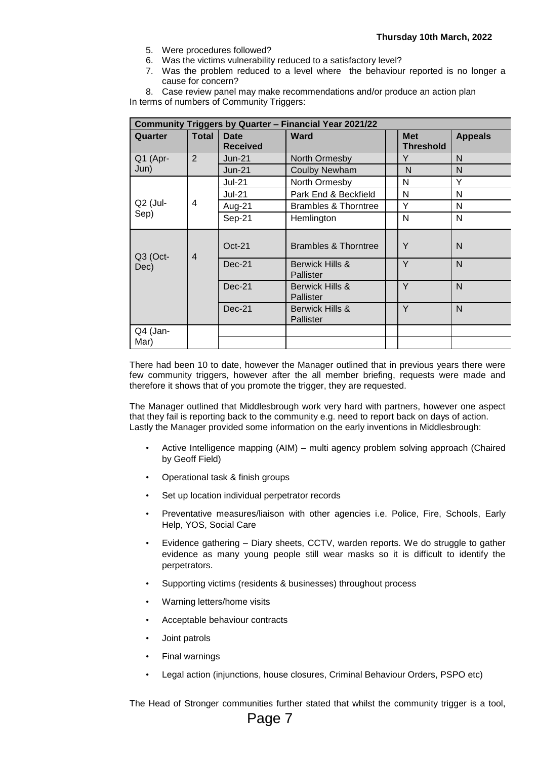5. Were procedures followed?
6. Was the victims vulnerability reduced to a satisfactory level?
7. Was the problem reduced to a level where the behaviour reported is no longer a cause for concern?
8. Case review panel may make recommendations and/or produce an action plan

In terms of numbers of Community Triggers:

| Community Triggers by Quarter – Financial Year 2021/22 | | | | | | |
|---|---|---|---|---|---|---|
| **Quarter** | **Total** | **Date Received** | **Ward** | | **Met Threshold** | **Appeals** |
| Q1 (Apr-Jun) | 2 | Jun-21 | North Ormesby | | Y | N |
| | | Jun-21 | Coulby Newham | | N | N |
| Q2 (Jul-Sep) | 4 | Jul-21 | North Ormesby | | N | Y |
| | | Jul-21 | Park End & Beckfield | | N | N |
| | | Aug-21 | Brambles & Thorntree | | Y | N |
| | | Sep-21 | Hemlington | | N | N |
| Q3 (Oct-Dec) | 4 | Oct-21 | Brambles & Thorntree | | Y | N |
| | | Dec-21 | Berwick Hills & Pallister | | Y | N |
| | | Dec-21 | Berwick Hills & Pallister | | Y | N |
| | | Dec-21 | Berwick Hills & Pallister | | Y | N |
| Q4 (Jan-Mar) | | | | | | |
| | | | | | | |

There had been 10 to date, however the Manager outlined that in previous years there were few community triggers, however after the all member briefing, requests were made and therefore it shows that of you promote the trigger, they are requested.

The Manager outlined that Middlesbrough work very hard with partners, however one aspect that they fail is reporting back to the community e.g. need to report back on days of action. Lastly the Manager provided some information on the early inventions in Middlesbrough:

- Active Intelligence mapping (AIM) – multi agency problem solving approach (Chaired by Geoff Field)
- Operational task & finish groups
- Set up location individual perpetrator records
- Preventative measures/liaison with other agencies i.e. Police, Fire, Schools, Early Help, YOS, Social Care
- Evidence gathering – Diary sheets, CCTV, warden reports. We do struggle to gather evidence as many young people still wear masks so it is difficult to identify the perpetrators.
- Supporting victims (residents & businesses) throughout process
- Warning letters/home visits
- Acceptable behaviour contracts
- Joint patrols
- Final warnings
- Legal action (injunctions, house closures, Criminal Behaviour Orders, PSPO etc)

The Head of Stronger communities further stated that whilst the community trigger is a tool,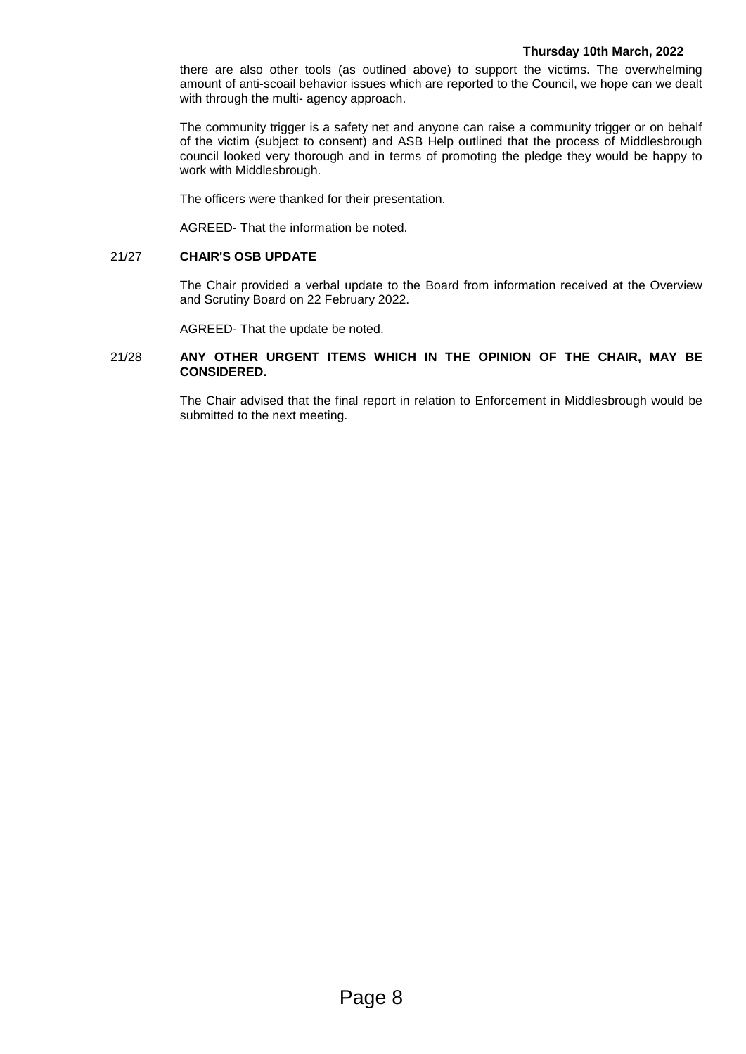there are also other tools (as outlined above) to support the victims. The overwhelming amount of anti-scoail behavior issues which are reported to the Council, we hope can we dealt with through the multi- agency approach.

The community trigger is a safety net and anyone can raise a community trigger or on behalf of the victim (subject to consent) and ASB Help outlined that the process of Middlesbrough council looked very thorough and in terms of promoting the pledge they would be happy to work with Middlesbrough.

The officers were thanked for their presentation.

AGREED- That the information be noted.

21/27 **CHAIR'S OSB UPDATE**

The Chair provided a verbal update to the Board from information received at the Overview and Scrutiny Board on 22 February 2022.

AGREED- That the update be noted.

21/28 **ANY OTHER URGENT ITEMS WHICH IN THE OPINION OF THE CHAIR, MAY BE CONSIDERED.**

The Chair advised that the final report in relation to Enforcement in Middlesbrough would be submitted to the next meeting.